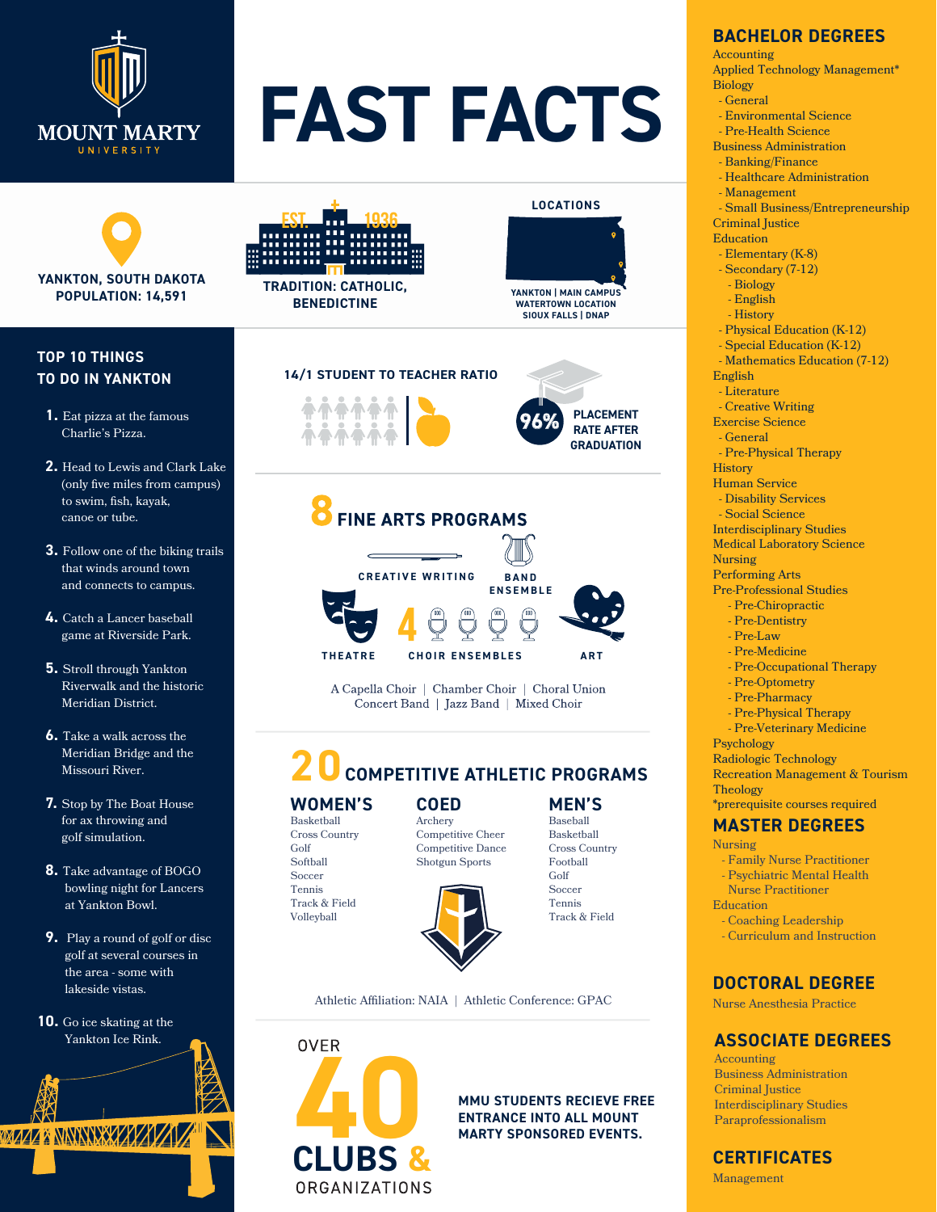MOUNT MARTY UNIVERSITY

# FAST FACTS

**YANKTON, SOUTH DAKOTA**
**POPULATION: 14,591**

EST. 1936

**TRADITION: CATHOLIC, BENEDICTINE**

**LOCATIONS**

YANKTON | MAIN CAMPUS
WATERTOWN LOCATION
SIOUX FALLS | DNAP

## TOP 10 THINGS TO DO IN YANKTON

1. Eat pizza at the famous Charlie's Pizza.
2. Head to Lewis and Clark Lake (only five miles from campus) to swim, fish, kayak, canoe or tube.
3. Follow one of the biking trails that winds around town and connects to campus.
4. Catch a Lancer baseball game at Riverside Park.
5. Stroll through Yankton Riverwalk and the historic Meridian District.
6. Take a walk across the Meridian Bridge and the Missouri River.
7. Stop by The Boat House for ax throwing and golf simulation.
8. Take advantage of BOGO bowling night for Lancers at Yankton Bowl.
9. Play a round of golf or disc golf at several courses in the area - some with lakeside vistas.
10. Go ice skating at the Yankton Ice Rink.

**14/1 STUDENT TO TEACHER RATIO**

**96% PLACEMENT RATE AFTER GRADUATION**

## 8 FINE ARTS PROGRAMS

CREATIVE WRITING
BAND ENSEMBLE
THEATRE
4 CHOIR ENSEMBLES
ART

A Capella Choir | Chamber Choir | Choral Union
Concert Band | Jazz Band | Mixed Choir

## 20 COMPETITIVE ATHLETIC PROGRAMS

### WOMEN'S
Basketball
Cross Country
Golf
Softball
Soccer
Tennis
Track & Field
Volleyball

### COED
Archery
Competitive Cheer
Competitive Dance
Shotgun Sports

### MEN'S
Baseball
Basketball
Cross Country
Football
Golf
Soccer
Tennis
Track & Field

Athletic Affiliation: NAIA | Athletic Conference: GPAC

OVER **40 CLUBS & ORGANIZATIONS**

**MMU STUDENTS RECIEVE FREE ENTRANCE INTO ALL MOUNT MARTY SPONSORED EVENTS.**

## BACHELOR DEGREES

Accounting
Applied Technology Management*
Biology
- General
- Environmental Science
- Pre-Health Science

Business Administration
- Banking/Finance
- Healthcare Administration
- Management
- Small Business/Entrepreneurship

Criminal Justice
Education
- Elementary (K-8)
- Secondary (7-12)
  - Biology
  - English
  - History
- Physical Education (K-12)
- Special Education (K-12)
- Mathematics Education (7-12)

English
- Literature
- Creative Writing

Exercise Science
- General
- Pre-Physical Therapy

History
Human Service
- Disability Services
- Social Science

Interdisciplinary Studies
Medical Laboratory Science
Nursing
Performing Arts
Pre-Professional Studies
- Pre-Chiropractic
- Pre-Dentistry
- Pre-Law
- Pre-Medicine
- Pre-Occupational Therapy
- Pre-Optometry
- Pre-Pharmacy
- Pre-Physical Therapy
- Pre-Veterinary Medicine

Psychology
Radiologic Technology
Recreation Management & Tourism
Theology
*prerequisite courses required

## MASTER DEGREES

Nursing
- Family Nurse Practitioner
- Psychiatric Mental Health Nurse Practitioner

Education
- Coaching Leadership
- Curriculum and Instruction

## DOCTORAL DEGREE

Nurse Anesthesia Practice

## ASSOCIATE DEGREES

Accounting
Business Administration
Criminal Justice
Interdisciplinary Studies
Paraprofessionalism

## CERTIFICATES

Management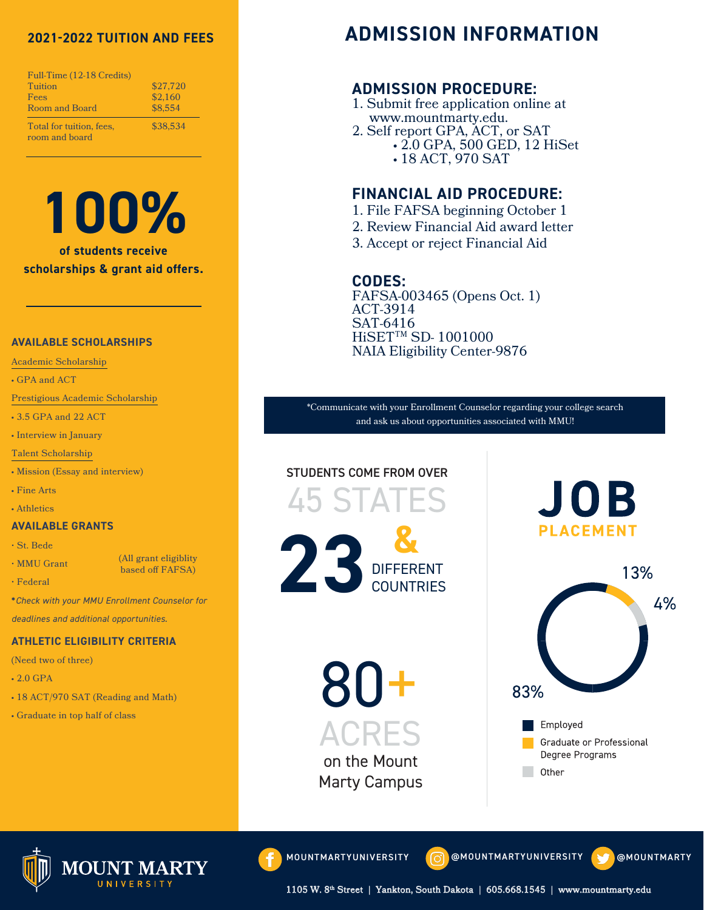## 2021-2022 TUITION AND FEES

| | |
|---|---|
| Full-Time (12-18 Credits) | |
| Tuition | $27,720 |
| Fees | $2,160 |
| Room and Board | $8,554 |
| Total for tuition, fees, room and board | $38,534 |

**100%**

**of students receive scholarships & grant aid offers.**

### AVAILABLE SCHOLARSHIPS

Academic Scholarship

- GPA and ACT

Prestigious Academic Scholarship

- 3.5 GPA and 22 ACT
- Interview in January

Talent Scholarship

- Mission (Essay and interview)
- Fine Arts
- Athletics

### AVAILABLE GRANTS

- St. Bede
- MMU Grant
- Federal

(All grant eligiblity based off FAFSA)

**Check with your MMU Enrollment Counselor for deadlines and additional opportunities.*

### ATHLETIC ELIGIBILITY CRITERIA

(Need two of three)

- 2.0 GPA
- 18 ACT/970 SAT (Reading and Math)
- Graduate in top half of class

# ADMISSION INFORMATION

## ADMISSION PROCEDURE:

1. Submit free application online at www.mountmarty.edu.
2. Self report GPA, ACT, or SAT
   - 2.0 GPA, 500 GED, 12 HiSet
   - 18 ACT, 970 SAT

## FINANCIAL AID PROCEDURE:

1. File FAFSA beginning October 1
2. Review Financial Aid award letter
3. Accept or reject Financial Aid

## CODES:

FAFSA-003465 (Opens Oct. 1)
ACT-3914
SAT-6416
HiSET™ SD- 1001000
NAIA Eligibility Center-9876

*Communicate with your Enrollment Counselor regarding your college search and ask us about opportunities associated with MMU!

STUDENTS COME FROM OVER

45 STATES

&

23 DIFFERENT COUNTRIES

80+ ACRES

on the Mount Marty Campus

**JOB PLACEMENT**

13%
4%
83%

Employed
Graduate or Professional Degree Programs
Other

MOUNT MARTY UNIVERSITY

MOUNTMARTYUNIVERSITY @MOUNTMARTYUNIVERSITY @MOUNTMARTY

1105 W. 8th Street | Yankton, South Dakota | 605.668.1545 | www.mountmarty.edu